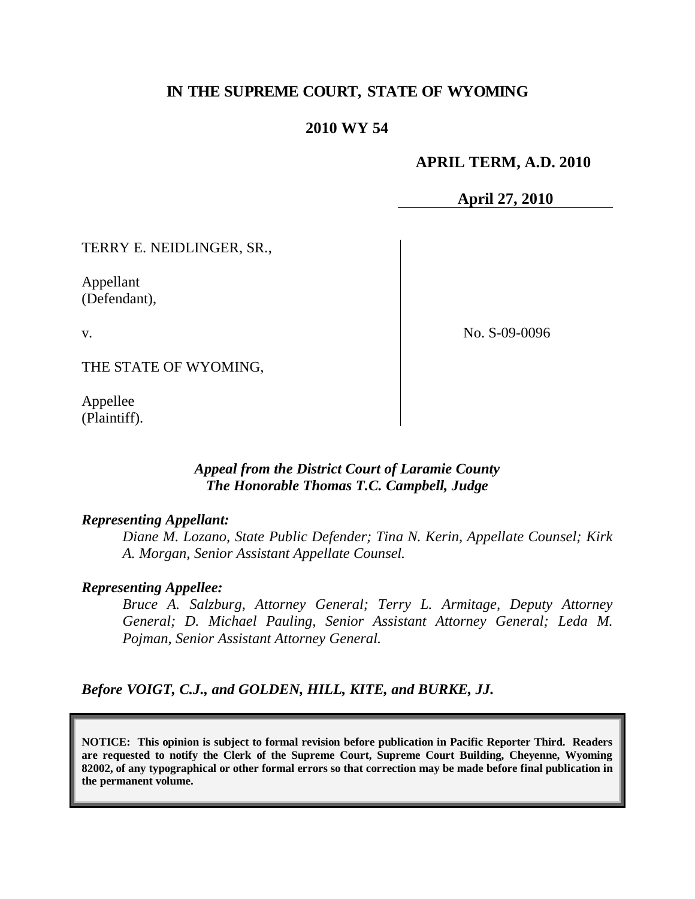# IN THE SUPREME COURT, STATE OF WYOMING

## 2010 WY 54

**APRIL TERM, A.D. 2010**

**April 27, 2010**

| | |
|---|---|
| TERRY E. NEIDLINGER, SR.,<br><br>Appellant<br>(Defendant),<br><br>v.<br><br>THE STATE OF WYOMING,<br><br>Appellee<br>(Plaintiff). | No. S-09-0096 |

***Appeal from the District Court of Laramie County***
***The Honorable Thomas T.C. Campbell, Judge***

***Representing Appellant:***

*Diane M. Lozano, State Public Defender; Tina N. Kerin, Appellate Counsel; Kirk A. Morgan, Senior Assistant Appellate Counsel.*

***Representing Appellee:***

*Bruce A. Salzburg, Attorney General; Terry L. Armitage, Deputy Attorney General; D. Michael Pauling, Senior Assistant Attorney General; Leda M. Pojman, Senior Assistant Attorney General.*

***Before VOIGT, C.J., and GOLDEN, HILL, KITE, and BURKE, JJ.***

**NOTICE: This opinion is subject to formal revision before publication in Pacific Reporter Third. Readers are requested to notify the Clerk of the Supreme Court, Supreme Court Building, Cheyenne, Wyoming 82002, of any typographical or other formal errors so that correction may be made before final publication in the permanent volume.**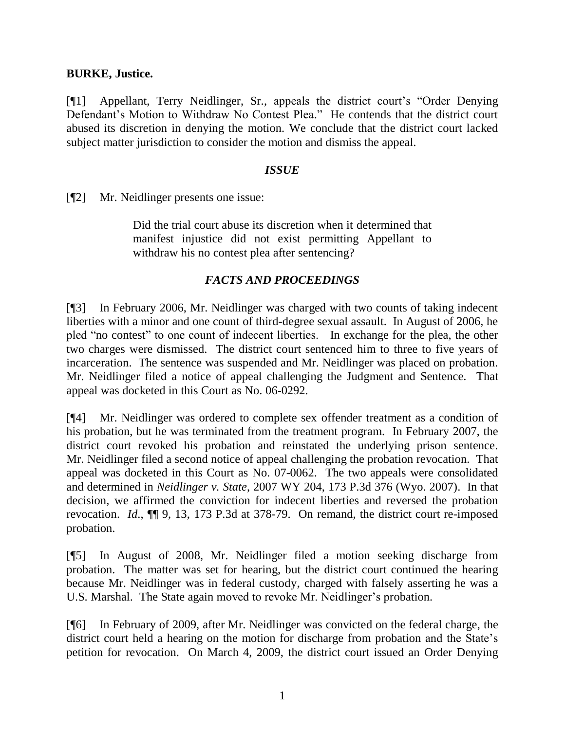**BURKE, Justice.**

[¶1] Appellant, Terry Neidlinger, Sr., appeals the district court's "Order Denying Defendant's Motion to Withdraw No Contest Plea." He contends that the district court abused its discretion in denying the motion. We conclude that the district court lacked subject matter jurisdiction to consider the motion and dismiss the appeal.

## *ISSUE*

[¶2] Mr. Neidlinger presents one issue:

> Did the trial court abuse its discretion when it determined that manifest injustice did not exist permitting Appellant to withdraw his no contest plea after sentencing?

## *FACTS AND PROCEEDINGS*

[¶3] In February 2006, Mr. Neidlinger was charged with two counts of taking indecent liberties with a minor and one count of third-degree sexual assault. In August of 2006, he pled "no contest" to one count of indecent liberties. In exchange for the plea, the other two charges were dismissed. The district court sentenced him to three to five years of incarceration. The sentence was suspended and Mr. Neidlinger was placed on probation. Mr. Neidlinger filed a notice of appeal challenging the Judgment and Sentence. That appeal was docketed in this Court as No. 06-0292.

[¶4] Mr. Neidlinger was ordered to complete sex offender treatment as a condition of his probation, but he was terminated from the treatment program. In February 2007, the district court revoked his probation and reinstated the underlying prison sentence. Mr. Neidlinger filed a second notice of appeal challenging the probation revocation. That appeal was docketed in this Court as No. 07-0062. The two appeals were consolidated and determined in *Neidlinger v. State*, 2007 WY 204, 173 P.3d 376 (Wyo. 2007). In that decision, we affirmed the conviction for indecent liberties and reversed the probation revocation. *Id*., ¶¶ 9, 13, 173 P.3d at 378-79. On remand, the district court re-imposed probation.

[¶5] In August of 2008, Mr. Neidlinger filed a motion seeking discharge from probation. The matter was set for hearing, but the district court continued the hearing because Mr. Neidlinger was in federal custody, charged with falsely asserting he was a U.S. Marshal. The State again moved to revoke Mr. Neidlinger's probation.

[¶6] In February of 2009, after Mr. Neidlinger was convicted on the federal charge, the district court held a hearing on the motion for discharge from probation and the State's petition for revocation. On March 4, 2009, the district court issued an Order Denying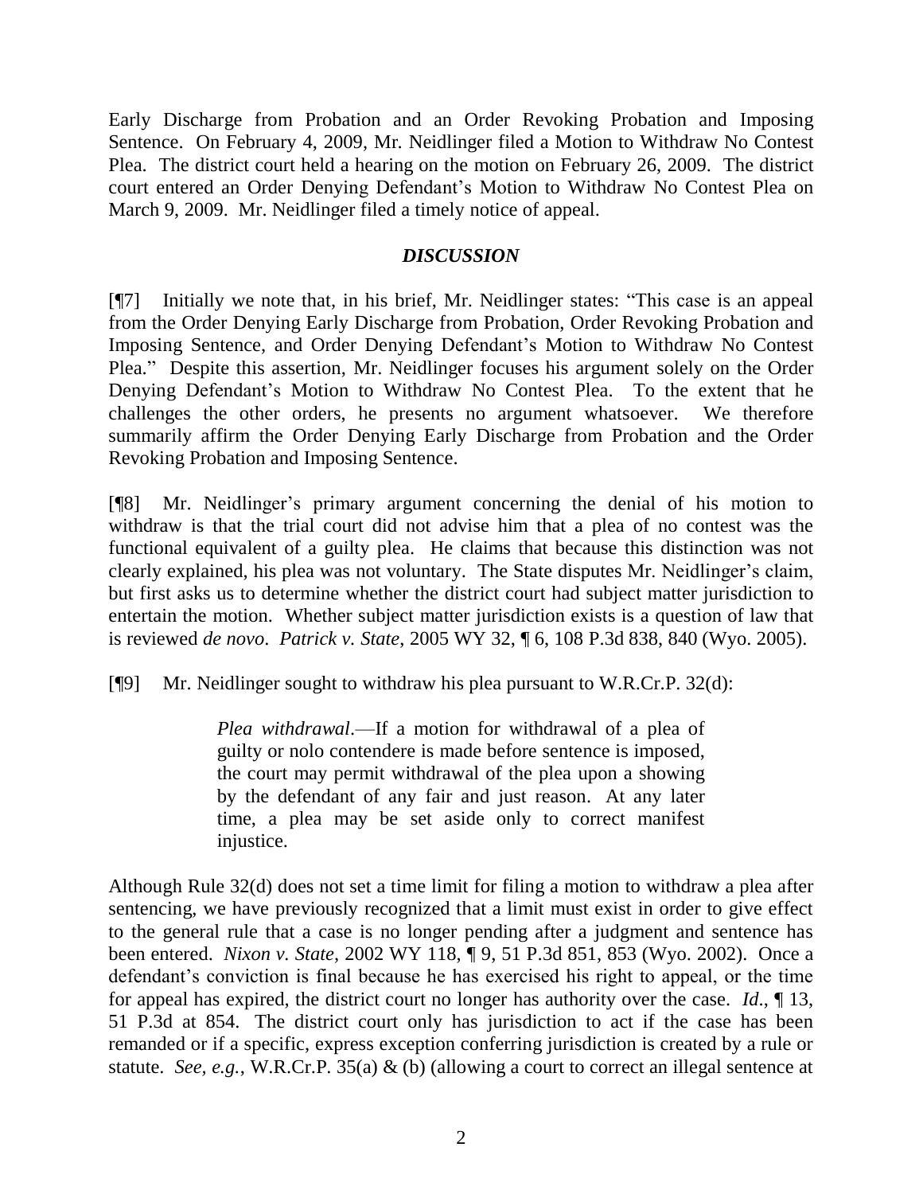Early Discharge from Probation and an Order Revoking Probation and Imposing Sentence. On February 4, 2009, Mr. Neidlinger filed a Motion to Withdraw No Contest Plea. The district court held a hearing on the motion on February 26, 2009. The district court entered an Order Denying Defendant's Motion to Withdraw No Contest Plea on March 9, 2009. Mr. Neidlinger filed a timely notice of appeal.

## *DISCUSSION*

[¶7] Initially we note that, in his brief, Mr. Neidlinger states: "This case is an appeal from the Order Denying Early Discharge from Probation, Order Revoking Probation and Imposing Sentence, and Order Denying Defendant's Motion to Withdraw No Contest Plea." Despite this assertion, Mr. Neidlinger focuses his argument solely on the Order Denying Defendant's Motion to Withdraw No Contest Plea. To the extent that he challenges the other orders, he presents no argument whatsoever. We therefore summarily affirm the Order Denying Early Discharge from Probation and the Order Revoking Probation and Imposing Sentence.

[¶8] Mr. Neidlinger's primary argument concerning the denial of his motion to withdraw is that the trial court did not advise him that a plea of no contest was the functional equivalent of a guilty plea. He claims that because this distinction was not clearly explained, his plea was not voluntary. The State disputes Mr. Neidlinger's claim, but first asks us to determine whether the district court had subject matter jurisdiction to entertain the motion. Whether subject matter jurisdiction exists is a question of law that is reviewed *de novo*. *Patrick v. State*, 2005 WY 32, ¶ 6, 108 P.3d 838, 840 (Wyo. 2005).

[¶9] Mr. Neidlinger sought to withdraw his plea pursuant to W.R.Cr.P. 32(d):

> *Plea withdrawal*.—If a motion for withdrawal of a plea of guilty or nolo contendere is made before sentence is imposed, the court may permit withdrawal of the plea upon a showing by the defendant of any fair and just reason. At any later time, a plea may be set aside only to correct manifest injustice.

Although Rule 32(d) does not set a time limit for filing a motion to withdraw a plea after sentencing, we have previously recognized that a limit must exist in order to give effect to the general rule that a case is no longer pending after a judgment and sentence has been entered. *Nixon v. State*, 2002 WY 118, ¶ 9, 51 P.3d 851, 853 (Wyo. 2002). Once a defendant's conviction is final because he has exercised his right to appeal, or the time for appeal has expired, the district court no longer has authority over the case. *Id.*, ¶ 13, 51 P.3d at 854. The district court only has jurisdiction to act if the case has been remanded or if a specific, express exception conferring jurisdiction is created by a rule or statute. *See, e.g.*, W.R.Cr.P. 35(a) & (b) (allowing a court to correct an illegal sentence at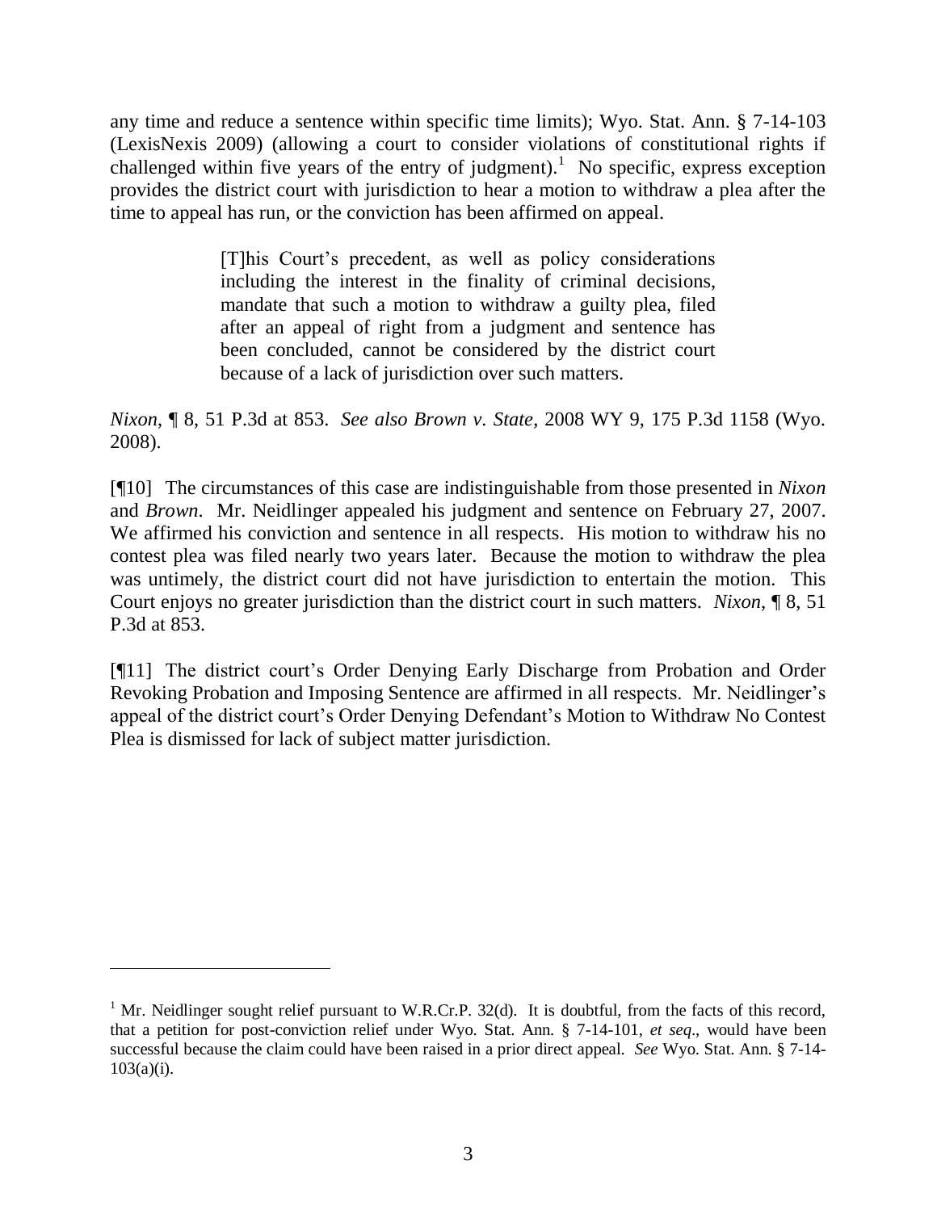any time and reduce a sentence within specific time limits); Wyo. Stat. Ann. § 7-14-103 (LexisNexis 2009) (allowing a court to consider violations of constitutional rights if challenged within five years of the entry of judgment).[1] No specific, express exception provides the district court with jurisdiction to hear a motion to withdraw a plea after the time to appeal has run, or the conviction has been affirmed on appeal.

> [T]his Court's precedent, as well as policy considerations including the interest in the finality of criminal decisions, mandate that such a motion to withdraw a guilty plea, filed after an appeal of right from a judgment and sentence has been concluded, cannot be considered by the district court because of a lack of jurisdiction over such matters.

*Nixon*, ¶ 8, 51 P.3d at 853. *See also Brown v. State*, 2008 WY 9, 175 P.3d 1158 (Wyo. 2008).

[¶10] The circumstances of this case are indistinguishable from those presented in *Nixon* and *Brown*. Mr. Neidlinger appealed his judgment and sentence on February 27, 2007. We affirmed his conviction and sentence in all respects. His motion to withdraw his no contest plea was filed nearly two years later. Because the motion to withdraw the plea was untimely, the district court did not have jurisdiction to entertain the motion. This Court enjoys no greater jurisdiction than the district court in such matters. *Nixon*, ¶ 8, 51 P.3d at 853.

[¶11] The district court's Order Denying Early Discharge from Probation and Order Revoking Probation and Imposing Sentence are affirmed in all respects. Mr. Neidlinger's appeal of the district court's Order Denying Defendant's Motion to Withdraw No Contest Plea is dismissed for lack of subject matter jurisdiction.

---

[1] Mr. Neidlinger sought relief pursuant to W.R.Cr.P. 32(d). It is doubtful, from the facts of this record, that a petition for post-conviction relief under Wyo. Stat. Ann. § 7-14-101, *et seq*., would have been successful because the claim could have been raised in a prior direct appeal. *See* Wyo. Stat. Ann. § 7-14-103(a)(i).